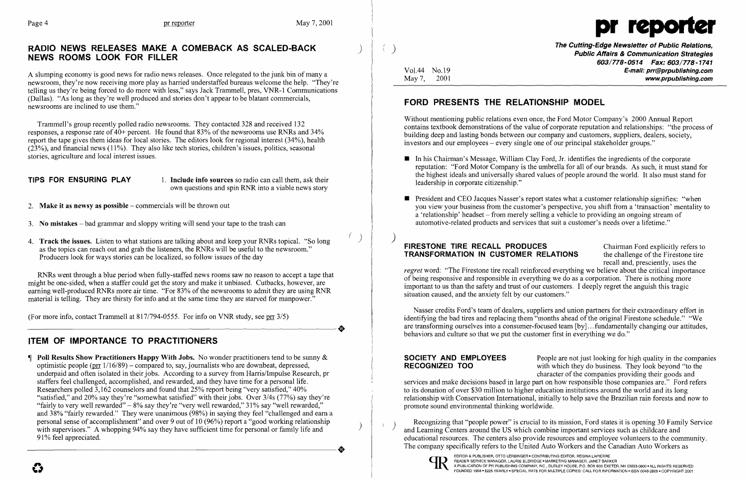## RADIO NEWS RELEASES MAKE A COMEBACK AS SCALED-BACK NEWS ROOMS LOOK FOR FILLER

A slumping economy is good news for radio news releases. Once relegated to the junk bin of many a newsroom, they're now receiving more play as harried understaffed bureaus welcome the help. "They're telling us they're being forced to do more with less," says Jack Trammell, pres, VNR-1 Communications (Dallas). "As long as they're well produced and stories don't appear to be blatant commercials, newsrooms are inclined to use them."

Trammell's group recently polled radio newsrooms. They contacted 328 and received 132 responses, a response rate of 40+ percent. He found that 83% of the newsrooms use RNRs and 34% report the tape gives them ideas for local stories. The editors look for regional interest (34%), health (23%), and financial news (11%). They also like tech stories, children's issues, politics, seasonal stories, agriculture and local interest issues.

**TIPS FOR ENSURING PLAY**

1. **Include info sources** so radio can call them, ask their own questions and spin RNR into a viable news story
2. **Make it as newsy as possible** – commercials will be thrown out
3. **No mistakes** – bad grammar and sloppy writing will send your tape to the trash can
4. **Track the issues.** Listen to what stations are talking about and keep your RNRs topical. "So long as the topics can reach out and grab the listeners, the RNRs will be useful to the newsroom." Producers look for ways stories can be localized, so follow issues of the day

RNRs went through a blue period when fully-staffed news rooms saw no reason to accept a tape that might be one-sided, when a staffer could get the story and make it unbiased. Cutbacks, however, are earning well-produced RNRs more air time. "For 83% of the newsrooms to admit they are using RNR material is telling. They are thirsty for info and at the same time they are starved for manpower."

(For more info, contact Trammell at 817/794-0555. For info on VNR study, see prr 3/5)

## ITEM OF IMPORTANCE TO PRACTITIONERS

¶ **Poll Results Show Practitioners Happy With Jobs.** No wonder practitioners tend to be sunny & optimistic people (prr 1/16/89) – compared to, say, journalists who are downbeat, depressed, underpaid and often isolated in their jobs. According to a survey from Harris/Impulse Research, pr staffers feel challenged, accomplished, and rewarded, and they have time for a personal life. Researchers polled 3,162 counselors and found that 25% report being "very satisfied," 40% "satisfied," and 20% say they're "somewhat satisfied" with their jobs. Over 3/4s (77%) say they're "fairly to very well rewarded" – 8% say they're "very well rewarded," 31% say "well rewarded," and 38% "fairly rewarded." They were unanimous (98%) in saying they feel "challenged and earn a personal sense of accomplishment" and over 9 out of 10 (96%) report a "good working relationship with supervisors." A whopping 94% say they have sufficient time for personal or family life and 91% feel appreciated.

# pr reporter

**The Cutting-Edge Newsletter of Public Relations, Public Affairs & Communication Strategies**
603/778-0514 Fax: 603/778-1741
E-mail: prr@prpublishing.com
www.prpublishing.com

Vol.44 No.19
May 7, 2001

## FORD PRESENTS THE RELATIONSHIP MODEL

Without mentioning public relations even once, the Ford Motor Company's 2000 Annual Report contains textbook demonstrations of the value of corporate reputation and relationships: "the process of building deep and lasting bonds between our company and customers, suppliers, dealers, society, investors and our employees – every single one of our principal stakeholder groups."

- In his Chairman's Message, William Clay Ford, Jr. identifies the ingredients of the corporate reputation: "Ford Motor Company is the umbrella for all of our brands. As such, it must stand for the highest ideals and universally shared values of people around the world. It also must stand for leadership in corporate citizenship."
- President and CEO Jacques Nasser's report states what a customer relationship signifies: "when you view your business from the customer's perspective, you shift from a 'transaction' mentality to a 'relationship' headset – from merely selling a vehicle to providing an ongoing stream of automotive-related products and services that suit a customer's needs over a lifetime."

**FIRESTONE TIRE RECALL PRODUCES TRANSFORMATION IN CUSTOMER RELATIONS**

Chairman Ford explicitly refers to the challenge of the Firestone tire recall and, presciently, uses the *regret* word: "The Firestone tire recall reinforced everything we believe about the critical importance of being responsive and responsible in everything we do as a corporation. There is nothing more important to us than the safety and trust of our customers. I deeply regret the anguish this tragic situation caused, and the anxiety felt by our customers."

Nasser credits Ford's team of dealers, suppliers and union partners for their extraordinary effort in identifying the bad tires and replacing them "months ahead of the original Firestone schedule." "We are transforming ourselves into a consumer-focused team [by]...fundamentally changing our attitudes, behaviors and culture so that we put the customer first in everything we do."

**SOCIETY AND EMPLOYEES RECOGNIZED TOO**

People are not just looking for high quality in the companies with which they do business. They look beyond "to the character of the companies providing their goods and services and make decisions based in large part on how responsible those companies are." Ford refers to its donation of over $30 million to higher education institutions around the world and its long relationship with Conservation International, initially to help save the Brazilian rain forests and now to promote sound environmental thinking worldwide.

Recognizing that "people power" is crucial to its mission, Ford states it is opening 30 Family Service and Learning Centers around the US which combine important services such as childcare and educational resources. The centers also provide resources and employee volunteers to the community. The company specifically refers to the United Auto Workers and the Canadian Auto Workers as

EDITOR & PUBLISHER, OTTO LERBINGER • CONTRIBUTING EDITOR, REGINA LAPIERRE
READER SERVICE MANAGER, LAURIE ELDRIDGE • MARKETING MANAGER, JANET BARKER
A PUBLICATION OF PR PUBLISHING COMPANY, INC., DUDLEY HOUSE, P.O. BOX 600 EXETER, NH 03833-0600 • ALL RIGHTS RESERVED
FOUNDED 1958 • $225 YEARLY • SPECIAL RATE FOR MULTIPLE COPIES: CALL FOR INFORMATION • ISSN 0048-2609 • COPYRIGHT 2001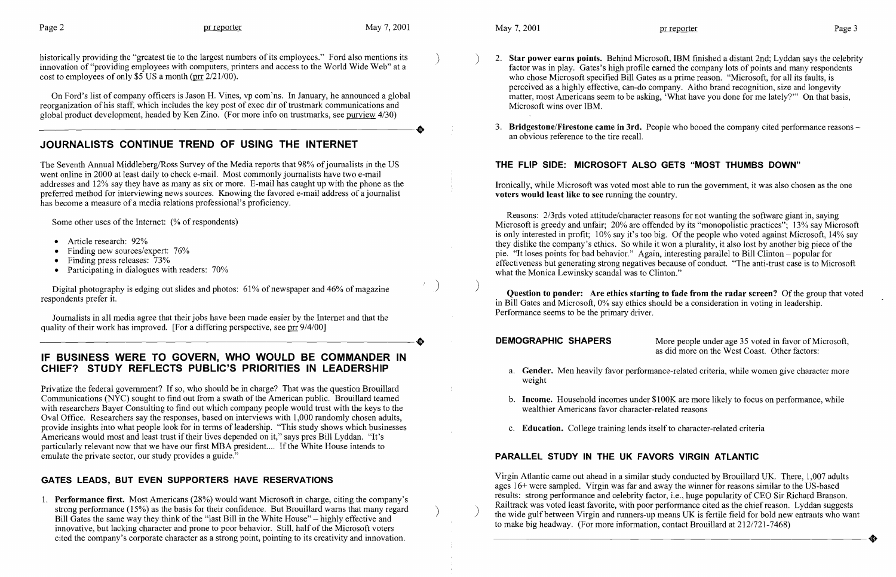historically providing the "greatest tie to the largest numbers of its employees." Ford also mentions its innovation of "providing employees with computers, printers and access to the World Wide Web" at a cost to employees of only $5 US a month (prr 2/21/00).

On Ford's list of company officers is Jason H. Vines, vp com'ns. In January, he announced a global reorganization of his staff, which includes the key post of exec dir of trustmark communications and global product development, headed by Ken Zino. (For more info on trustmarks, see purview 4/30)

## JOURNALISTS CONTINUE TREND OF USING THE INTERNET

The Seventh Annual Middleberg/Ross Survey of the Media reports that 98% of journalists in the US went online in 2000 at least daily to check e-mail. Most commonly journalists have two e-mail addresses and 12% say they have as many as six or more. E-mail has caught up with the phone as the preferred method for interviewing news sources. Knowing the favored e-mail address of a journalist has become a measure of a media relations professional's proficiency.

Some other uses of the Internet: (% of respondents)

- Article research: 92%
- Finding new sources/expert: 76%
- Finding press releases: 73%
- Participating in dialogues with readers: 70%

Digital photography is edging out slides and photos: 61% of newspaper and 46% of magazine respondents prefer it.

Journalists in all media agree that their jobs have been made easier by the Internet and that the quality of their work has improved. [For a differing perspective, see prr 9/4/00]

## IF BUSINESS WERE TO GOVERN, WHO WOULD BE COMMANDER IN CHIEF? STUDY REFLECTS PUBLIC'S PRIORITIES IN LEADERSHIP

Privatize the federal government? If so, who should be in charge? That was the question Brouillard Communications (NYC) sought to find out from a swath of the American public. Brouillard teamed with researchers Bayer Consulting to find out which company people would trust with the keys to the Oval Office. Researchers say the responses, based on interviews with 1,000 randomly chosen adults, provide insights into what people look for in terms of leadership. "This study shows which businesses Americans would most and least trust if their lives depended on it," says pres Bill Lyddan. "It's particularly relevant now that we have our first MBA president.... If the White House intends to emulate the private sector, our study provides a guide."

### GATES LEADS, BUT EVEN SUPPORTERS HAVE RESERVATIONS

1. **Performance first.** Most Americans (28%) would want Microsoft in charge, citing the company's strong performance (15%) as the basis for their confidence. But Brouillard warns that many regard Bill Gates the same way they think of the "last Bill in the White House" – highly effective and innovative, but lacking character and prone to poor behavior. Still, half of the Microsoft voters cited the company's corporate character as a strong point, pointing to its creativity and innovation.

2. **Star power earns points.** Behind Microsoft, IBM finished a distant 2nd; Lyddan says the celebrity factor was in play. Gates's high profile earned the company lots of points and many respondents who chose Microsoft specified Bill Gates as a prime reason. "Microsoft, for all its faults, is perceived as a highly effective, can-do company. Altho brand recognition, size and longevity matter, most Americans seem to be asking, 'What have you done for me lately?'" On that basis, Microsoft wins over IBM.

3. **Bridgestone/Firestone came in 3rd.** People who booed the company cited performance reasons – an obvious reference to the tire recall.

### THE FLIP SIDE: MICROSOFT ALSO GETS "MOST THUMBS DOWN"

Ironically, while Microsoft was voted most able to run the government, it was also chosen as the one **voters would least like to see** running the country.

Reasons: 2/3rds voted attitude/character reasons for not wanting the software giant in, saying Microsoft is greedy and unfair; 20% are offended by its "monopolistic practices"; 13% say Microsoft is only interested in profit; 10% say it's too big. Of the people who voted against Microsoft, 14% say they dislike the company's ethics. So while it won a plurality, it also lost by another big piece of the pie. "It loses points for bad behavior." Again, interesting parallel to Bill Clinton – popular for effectiveness but generating strong negatives because of conduct. "The anti-trust case is to Microsoft what the Monica Lewinsky scandal was to Clinton."

**Question to ponder: Are ethics starting to fade from the radar screen?** Of the group that voted in Bill Gates and Microsoft, 0% say ethics should be a consideration in voting in leadership. Performance seems to be the primary driver.

**DEMOGRAPHIC SHAPERS** More people under age 35 voted in favor of Microsoft, as did more on the West Coast. Other factors:

a. **Gender.** Men heavily favor performance-related criteria, while women give character more weight

b. **Income.** Household incomes under $100K are more likely to focus on performance, while wealthier Americans favor character-related reasons

c. **Education.** College training lends itself to character-related criteria

### PARALLEL STUDY IN THE UK FAVORS VIRGIN ATLANTIC

Virgin Atlantic came out ahead in a similar study conducted by Brouillard UK. There, 1,007 adults ages 16+ were sampled. Virgin was far and away the winner for reasons similar to the US-based results: strong performance and celebrity factor, i.e., huge popularity of CEO Sir Richard Branson. Railtrack was voted least favorite, with poor performance cited as the chief reason. Lyddan suggests the wide gulf between Virgin and runners-up means UK is fertile field for bold new entrants who want to make big headway. (For more information, contact Brouillard at 212/721-7468)